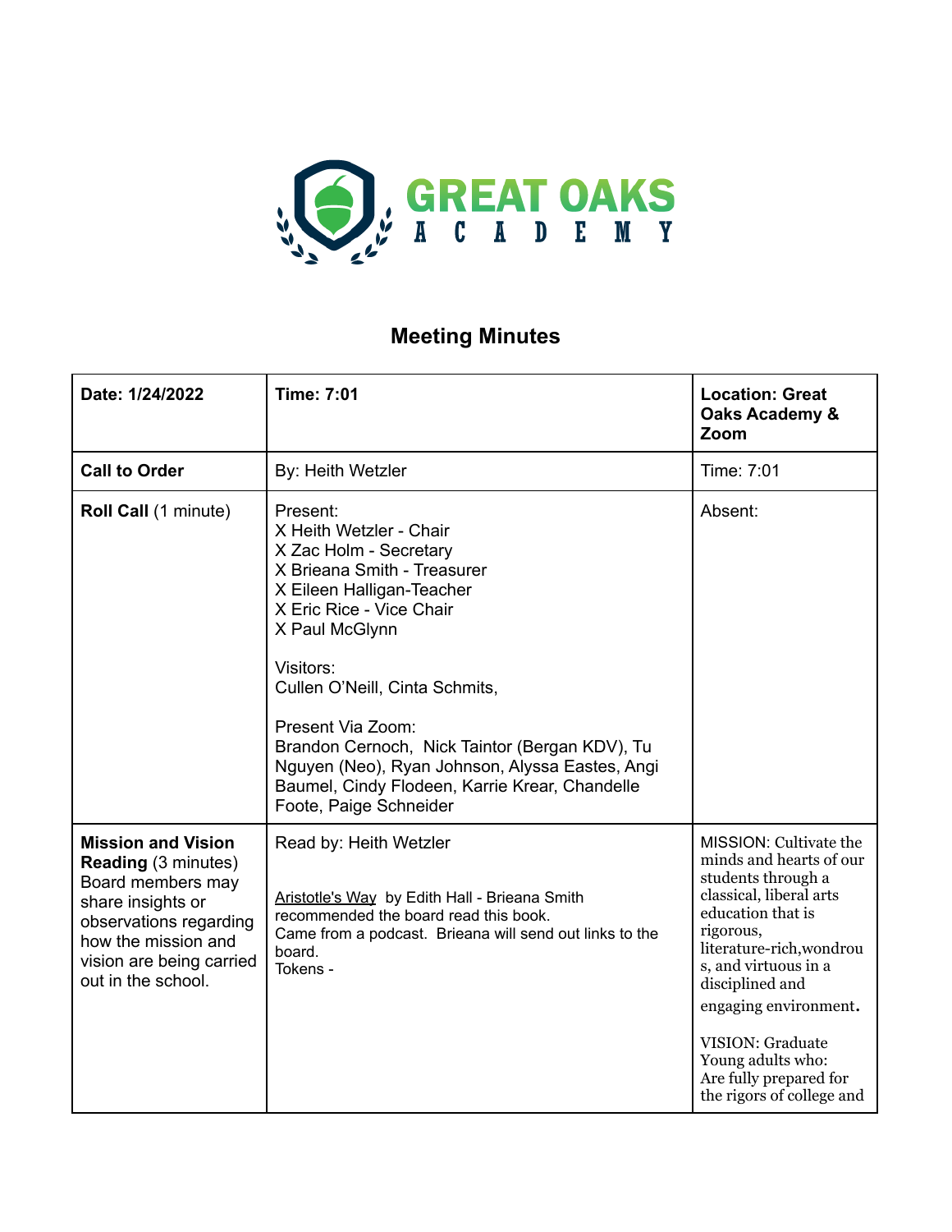GREAT OAKS ACADEMY

# Meeting Minutes

| Date: 1/24/2022 | Time: 7:01 | Location: Great Oaks Academy & Zoom |
|---|---|---|
| **Call to Order** | By: Heith Wetzler | Time: 7:01 |
| **Roll Call** (1 minute) | Present:<br>X Heith Wetzler - Chair<br>X Zac Holm - Secretary<br>X Brieana Smith - Treasurer<br>X Eileen Halligan-Teacher<br>X Eric Rice - Vice Chair<br>X Paul McGlynn<br><br>Visitors:<br>Cullen O'Neill, Cinta Schmits,<br><br>Present Via Zoom:<br>Brandon Cernoch, Nick Taintor (Bergan KDV), Tu Nguyen (Neo), Ryan Johnson, Alyssa Eastes, Angi Baumel, Cindy Flodeen, Karrie Krear, Chandelle Foote, Paige Schneider | Absent: |
| **Mission and Vision Reading** (3 minutes) Board members may share insights or observations regarding how the mission and vision are being carried out in the school. | Read by: Heith Wetzler<br><br>Aristotle's Way by Edith Hall - Brieana Smith recommended the board read this book.<br>Came from a podcast. Brieana will send out links to the board.<br>Tokens - | MISSION: Cultivate the minds and hearts of our students through a classical, liberal arts education that is rigorous, literature-rich,wondrous, and virtuous in a disciplined and engaging environment.<br><br>VISION: Graduate Young adults who:<br>Are fully prepared for the rigors of college and |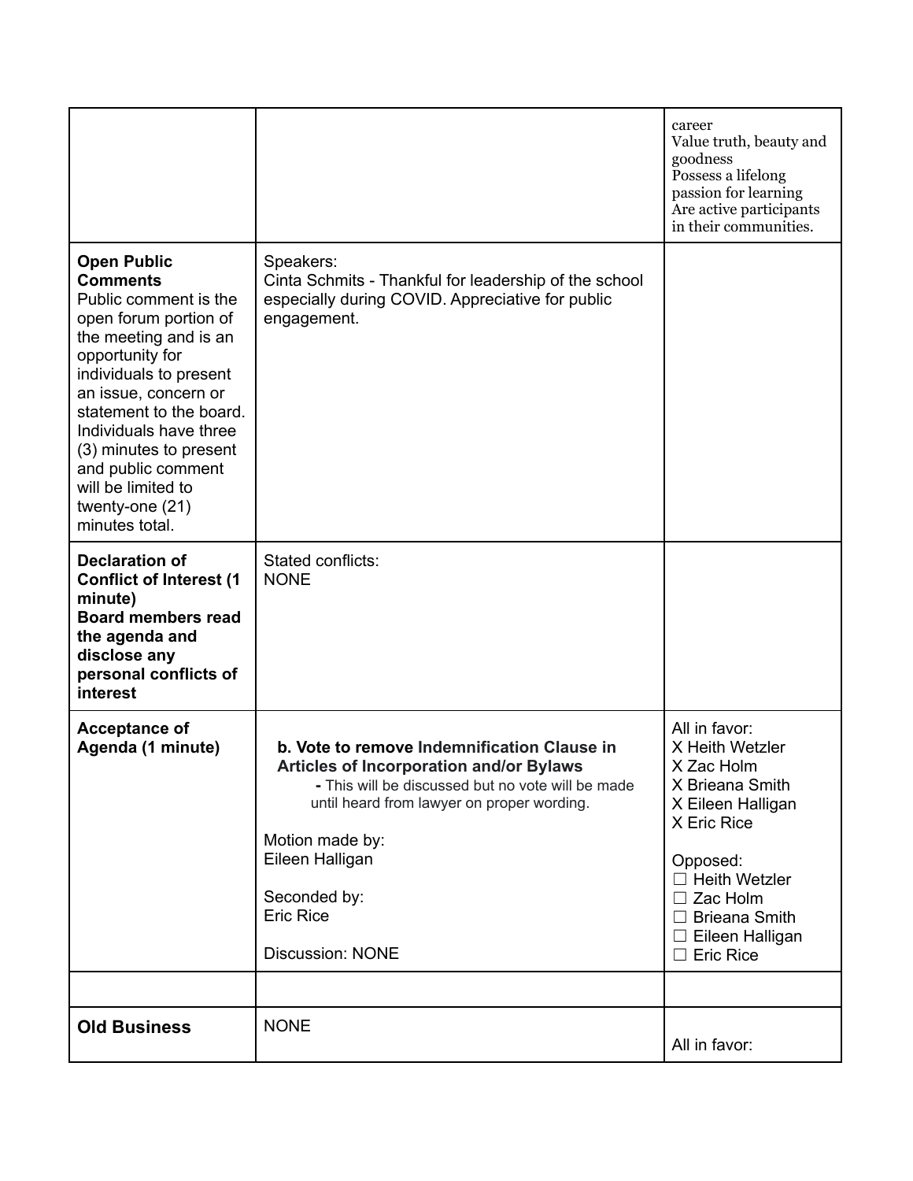| | | |
|---|---|---|
| | | career<br>Value truth, beauty and goodness<br>Possess a lifelong passion for learning<br>Are active participants in their communities. |
| **Open Public Comments**<br>Public comment is the open forum portion of the meeting and is an opportunity for individuals to present an issue, concern or statement to the board. Individuals have three (3) minutes to present and public comment will be limited to twenty-one (21) minutes total. | Speakers:<br>Cinta Schmits - Thankful for leadership of the school especially during COVID. Appreciative for public engagement. | |
| **Declaration of Conflict of Interest (1 minute)**<br>**Board members read the agenda and disclose any personal conflicts of interest** | Stated conflicts:<br>NONE | |
| **Acceptance of Agenda (1 minute)** | **b. Vote to remove Indemnification Clause in Articles of Incorporation and/or Bylaws**<br>**-** This will be discussed but no vote will be made until heard from lawyer on proper wording.<br><br>Motion made by:<br>Eileen Halligan<br><br>Seconded by:<br>Eric Rice<br><br>Discussion: NONE | All in favor:<br>X Heith Wetzler<br>X Zac Holm<br>X Brieana Smith<br>X Eileen Halligan<br>X Eric Rice<br><br>Opposed:<br>☐ Heith Wetzler<br>☐ Zac Holm<br>☐ Brieana Smith<br>☐ Eileen Halligan<br>☐ Eric Rice |
| | | |
| **Old Business** | NONE | All in favor: |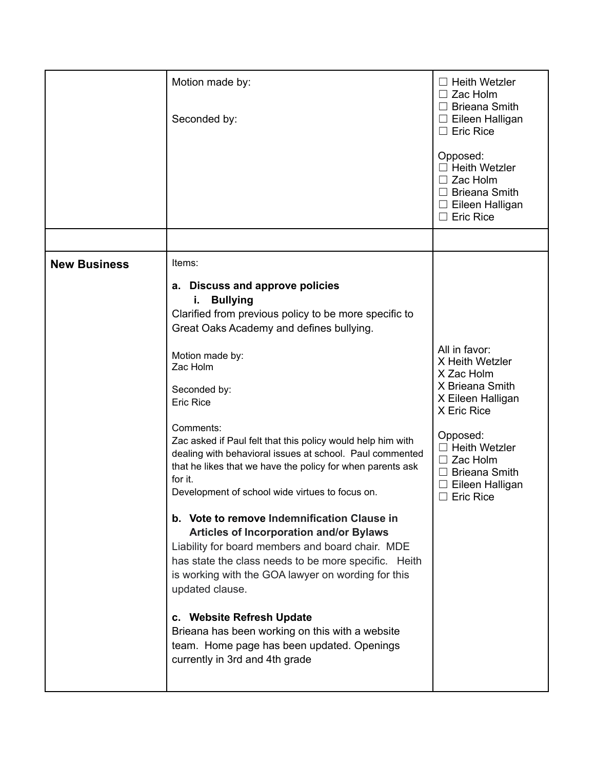| | | |
|---|---|---|
| | Motion made by:<br><br>Seconded by: | ☐ Heith Wetzler<br>☐ Zac Holm<br>☐ Brieana Smith<br>☐ Eileen Halligan<br>☐ Eric Rice<br><br>Opposed:<br>☐ Heith Wetzler<br>☐ Zac Holm<br>☐ Brieana Smith<br>☐ Eileen Halligan<br>☐ Eric Rice |
| | | |
| **New Business** | Items:<br><br>**a. Discuss and approve policies**<br>**i. Bullying**<br>Clarified from previous policy to be more specific to Great Oaks Academy and defines bullying.<br><br>Motion made by:<br>Zac Holm<br><br>Seconded by:<br>Eric Rice<br><br>Comments:<br>Zac asked if Paul felt that this policy would help him with dealing with behavioral issues at school. Paul commented that he likes that we have the policy for when parents ask for it.<br>Development of school wide virtues to focus on.<br><br>**b. Vote to remove Indemnification Clause in Articles of Incorporation and/or Bylaws**<br>Liability for board members and board chair. MDE has state the class needs to be more specific. Heith is working with the GOA lawyer on wording for this updated clause.<br><br>**c. Website Refresh Update**<br>Brieana has been working on this with a website team. Home page has been updated. Openings currently in 3rd and 4th grade | All in favor:<br>X Heith Wetzler<br>X Zac Holm<br>X Brieana Smith<br>X Eileen Halligan<br>X Eric Rice<br><br>Opposed:<br>☐ Heith Wetzler<br>☐ Zac Holm<br>☐ Brieana Smith<br>☐ Eileen Halligan<br>☐ Eric Rice |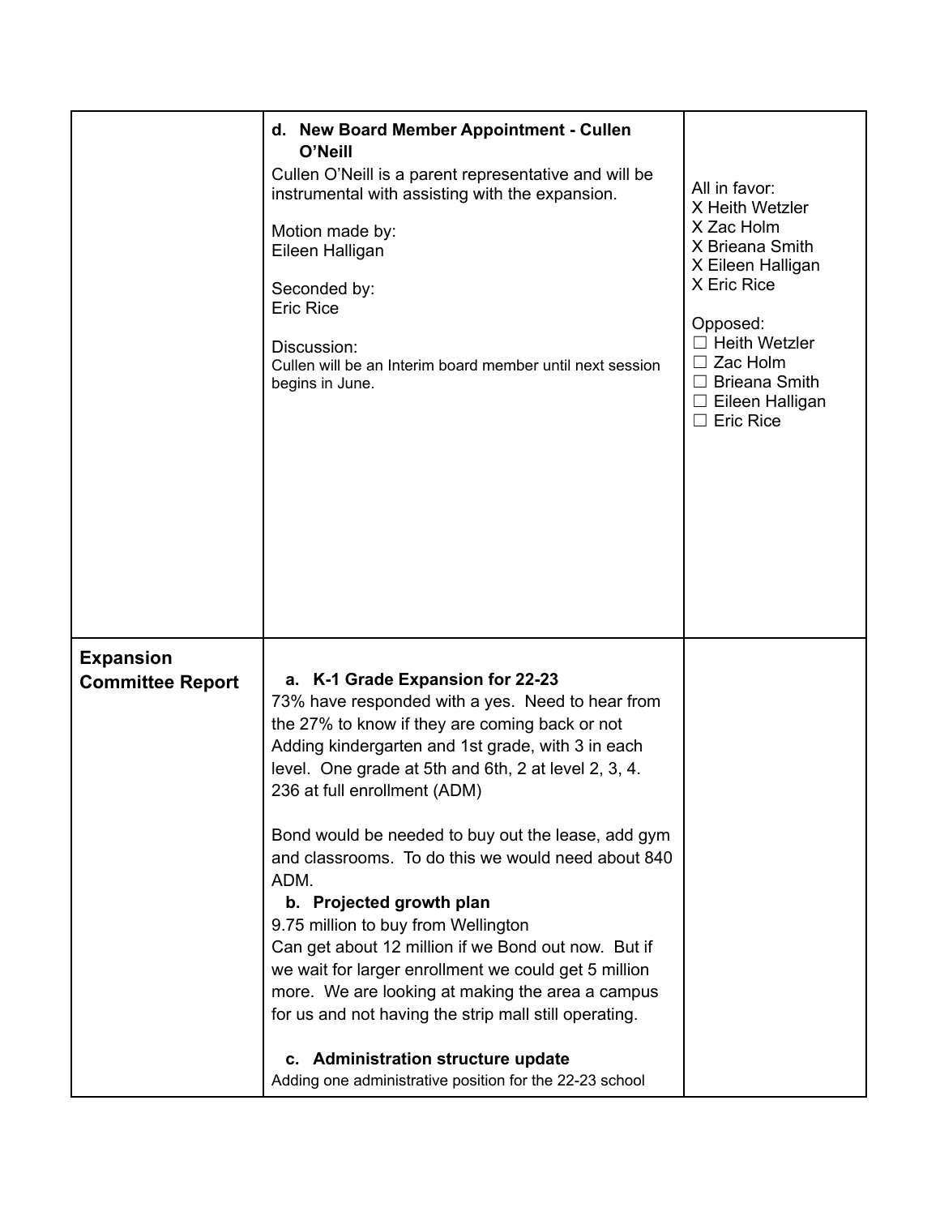| | | |
|---|---|---|
| | **d. New Board Member Appointment - Cullen O'Neill**<br>Cullen O'Neill is a parent representative and will be instrumental with assisting with the expansion.<br><br>Motion made by:<br>Eileen Halligan<br><br>Seconded by:<br>Eric Rice<br><br>Discussion:<br>Cullen will be an Interim board member until next session begins in June. | All in favor:<br>X Heith Wetzler<br>X Zac Holm<br>X Brieana Smith<br>X Eileen Halligan<br>X Eric Rice<br><br>Opposed:<br>☐ Heith Wetzler<br>☐ Zac Holm<br>☐ Brieana Smith<br>☐ Eileen Halligan<br>☐ Eric Rice |
| **Expansion Committee Report** | **a. K-1 Grade Expansion for 22-23**<br>73% have responded with a yes. Need to hear from the 27% to know if they are coming back or not<br>Adding kindergarten and 1st grade, with 3 in each level. One grade at 5th and 6th, 2 at level 2, 3, 4. 236 at full enrollment (ADM)<br><br>Bond would be needed to buy out the lease, add gym and classrooms. To do this we would need about 840 ADM.<br>**b. Projected growth plan**<br>9.75 million to buy from Wellington<br>Can get about 12 million if we Bond out now. But if we wait for larger enrollment we could get 5 million more. We are looking at making the area a campus for us and not having the strip mall still operating.<br><br>**c. Administration structure update**<br>Adding one administrative position for the 22-23 school | |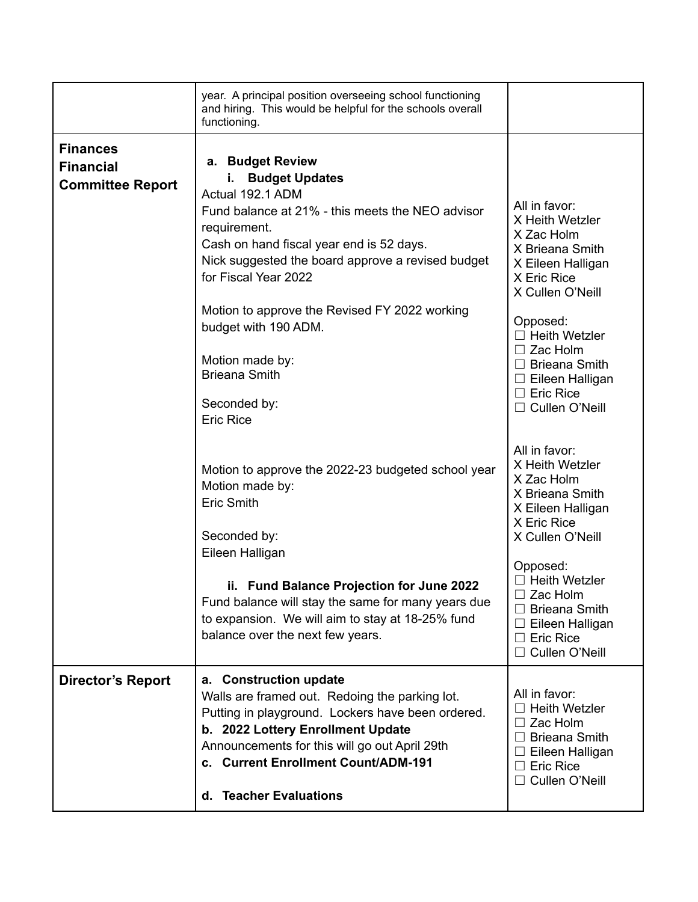| | | |
|---|---|---|
| | year. A principal position overseeing school functioning and hiring. This would be helpful for the schools overall functioning. | |
| **Finances Financial Committee Report** | **a. Budget Review**<br>**i. Budget Updates**<br>Actual 192.1 ADM<br>Fund balance at 21% - this meets the NEO advisor requirement.<br>Cash on hand fiscal year end is 52 days.<br>Nick suggested the board approve a revised budget for Fiscal Year 2022<br><br>Motion to approve the Revised FY 2022 working budget with 190 ADM.<br><br>Motion made by:<br>Brieana Smith<br><br>Seconded by:<br>Eric Rice<br><br>Motion to approve the 2022-23 budgeted school year<br>Motion made by:<br>Eric Smith<br><br>Seconded by:<br>Eileen Halligan<br><br>**ii. Fund Balance Projection for June 2022**<br>Fund balance will stay the same for many years due to expansion. We will aim to stay at 18-25% fund balance over the next few years. | All in favor:<br>X Heith Wetzler<br>X Zac Holm<br>X Brieana Smith<br>X Eileen Halligan<br>X Eric Rice<br>X Cullen O'Neill<br><br>Opposed:<br>☐ Heith Wetzler<br>☐ Zac Holm<br>☐ Brieana Smith<br>☐ Eileen Halligan<br>☐ Eric Rice<br>☐ Cullen O'Neill<br><br>All in favor:<br>X Heith Wetzler<br>X Zac Holm<br>X Brieana Smith<br>X Eileen Halligan<br>X Eric Rice<br>X Cullen O'Neill<br><br>Opposed:<br>☐ Heith Wetzler<br>☐ Zac Holm<br>☐ Brieana Smith<br>☐ Eileen Halligan<br>☐ Eric Rice<br>☐ Cullen O'Neill |
| **Director's Report** | **a. Construction update**<br>Walls are framed out. Redoing the parking lot. Putting in playground. Lockers have been ordered.<br>**b. 2022 Lottery Enrollment Update**<br>Announcements for this will go out April 29th<br>**c. Current Enrollment Count/ADM-191**<br><br>**d. Teacher Evaluations** | All in favor:<br>☐ Heith Wetzler<br>☐ Zac Holm<br>☐ Brieana Smith<br>☐ Eileen Halligan<br>☐ Eric Rice<br>☐ Cullen O'Neill |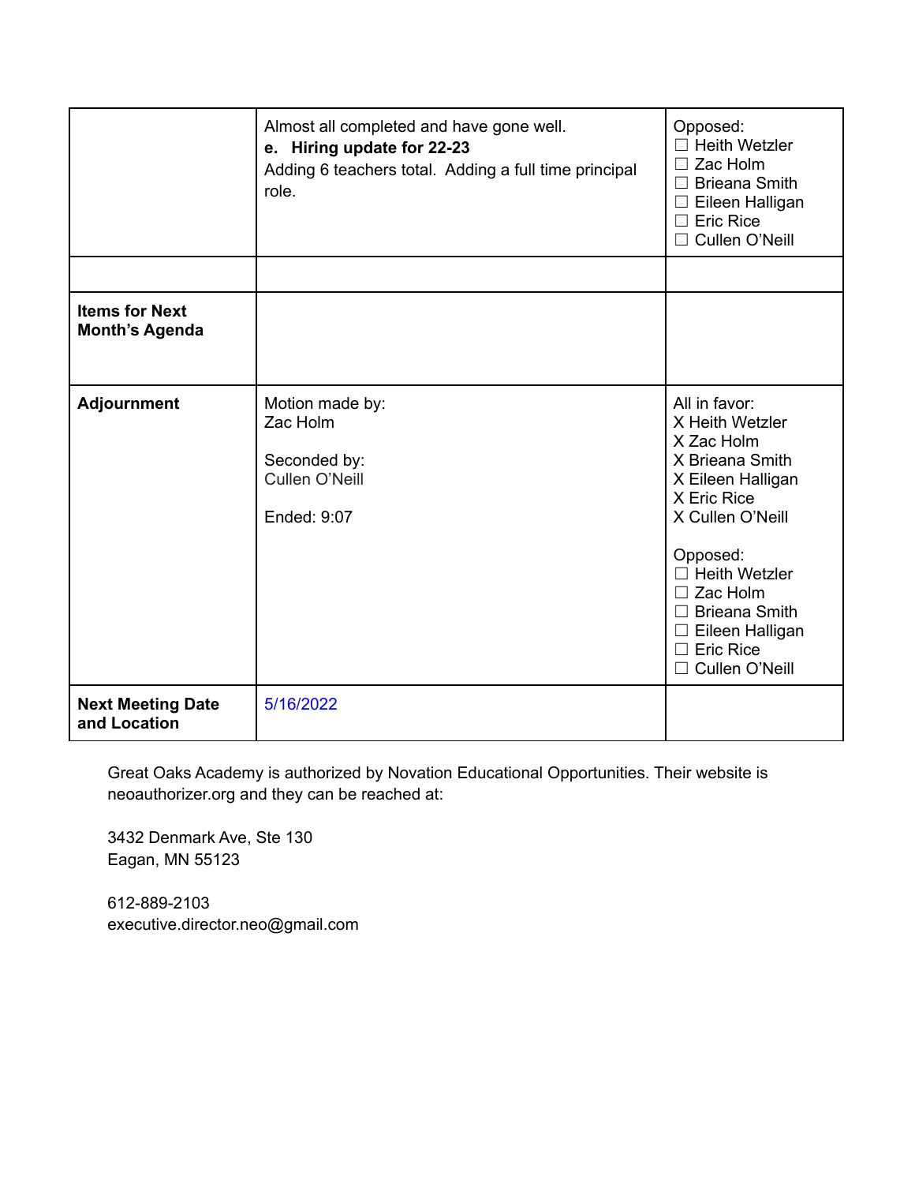| | | |
|---|---|---|
| | Almost all completed and have gone well.<br>**e. Hiring update for 22-23**<br>Adding 6 teachers total. Adding a full time principal role. | Opposed:<br>☐ Heith Wetzler<br>☐ Zac Holm<br>☐ Brieana Smith<br>☐ Eileen Halligan<br>☐ Eric Rice<br>☐ Cullen O'Neill |
| | | |
| **Items for Next Month's Agenda** | | |
| **Adjournment** | Motion made by:<br>Zac Holm<br><br>Seconded by:<br>Cullen O'Neill<br><br>Ended: 9:07 | All in favor:<br>X Heith Wetzler<br>X Zac Holm<br>X Brieana Smith<br>X Eileen Halligan<br>X Eric Rice<br>X Cullen O'Neill<br><br>Opposed:<br>☐ Heith Wetzler<br>☐ Zac Holm<br>☐ Brieana Smith<br>☐ Eileen Halligan<br>☐ Eric Rice<br>☐ Cullen O'Neill |
| **Next Meeting Date and Location** | 5/16/2022 | |

Great Oaks Academy is authorized by Novation Educational Opportunities. Their website is neoauthorizer.org and they can be reached at:

3432 Denmark Ave, Ste 130
Eagan, MN 55123

612-889-2103
executive.director.neo@gmail.com